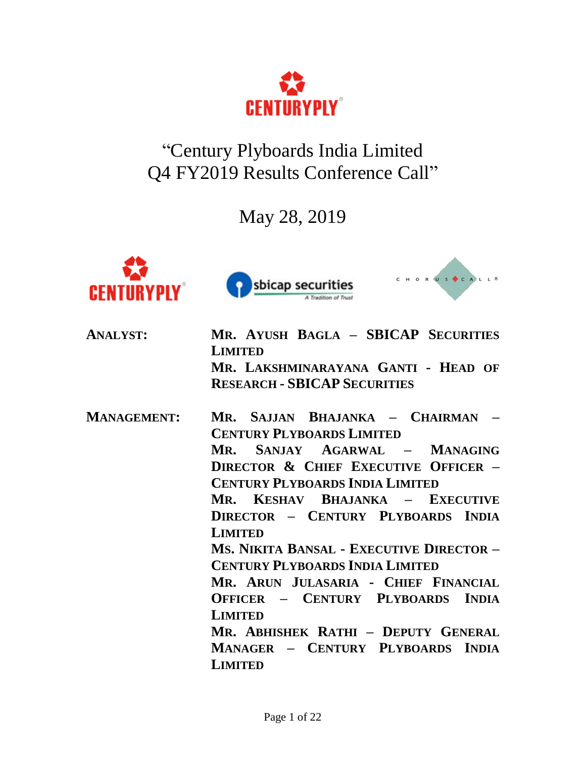# "Century Plyboards India Limited Q4 FY2019 Results Conference Call"

May 28, 2019

**ANALYST:**

**MR. AYUSH BAGLA – SBICAP SECURITIES LIMITED**

**MR. LAKSHMINARAYANA GANTI - HEAD OF RESEARCH - SBICAP SECURITIES**

**MANAGEMENT:**

**MR. SAJJAN BHAJANKA – CHAIRMAN – CENTURY PLYBOARDS LIMITED**

**MR. SANJAY AGARWAL – MANAGING DIRECTOR & CHIEF EXECUTIVE OFFICER – CENTURY PLYBOARDS INDIA LIMITED**

**MR. KESHAV BHAJANKA – EXECUTIVE DIRECTOR – CENTURY PLYBOARDS INDIA LIMITED**

**MS. NIKITA BANSAL - EXECUTIVE DIRECTOR – CENTURY PLYBOARDS INDIA LIMITED**

**MR. ARUN JULASARIA - CHIEF FINANCIAL OFFICER – CENTURY PLYBOARDS INDIA LIMITED**

**MR. ABHISHEK RATHI – DEPUTY GENERAL MANAGER – CENTURY PLYBOARDS INDIA LIMITED**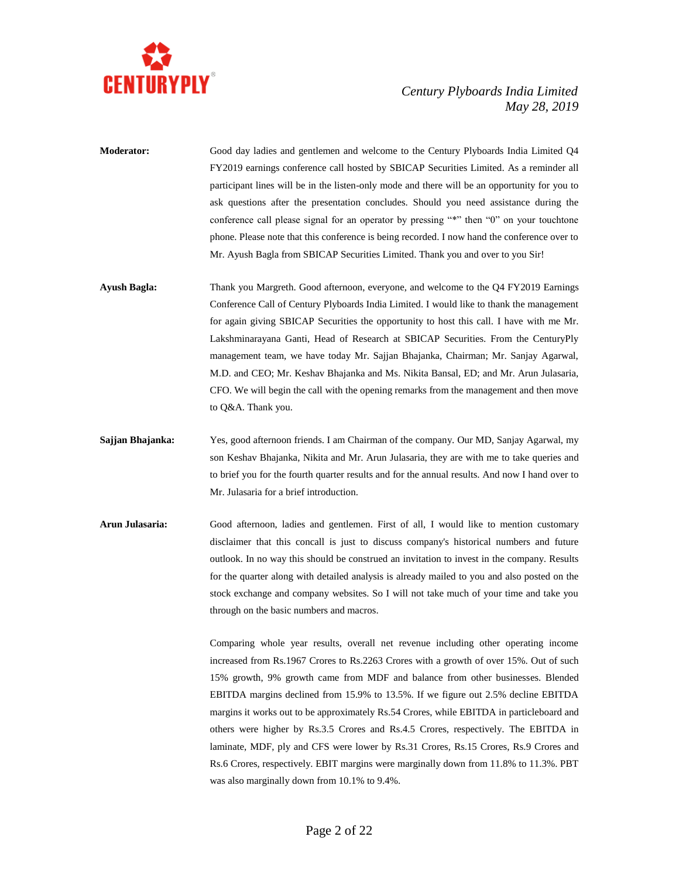**Moderator:** Good day ladies and gentlemen and welcome to the Century Plyboards India Limited Q4 FY2019 earnings conference call hosted by SBICAP Securities Limited. As a reminder all participant lines will be in the listen-only mode and there will be an opportunity for you to ask questions after the presentation concludes. Should you need assistance during the conference call please signal for an operator by pressing "*" then "0" on your touchtone phone. Please note that this conference is being recorded. I now hand the conference over to Mr. Ayush Bagla from SBICAP Securities Limited. Thank you and over to you Sir!

**Ayush Bagla:** Thank you Margreth. Good afternoon, everyone, and welcome to the Q4 FY2019 Earnings Conference Call of Century Plyboards India Limited. I would like to thank the management for again giving SBICAP Securities the opportunity to host this call. I have with me Mr. Lakshminarayana Ganti, Head of Research at SBICAP Securities. From the CenturyPly management team, we have today Mr. Sajjan Bhajanka, Chairman; Mr. Sanjay Agarwal, M.D. and CEO; Mr. Keshav Bhajanka and Ms. Nikita Bansal, ED; and Mr. Arun Julasaria, CFO. We will begin the call with the opening remarks from the management and then move to Q&A. Thank you.

**Sajjan Bhajanka:** Yes, good afternoon friends. I am Chairman of the company. Our MD, Sanjay Agarwal, my son Keshav Bhajanka, Nikita and Mr. Arun Julasaria, they are with me to take queries and to brief you for the fourth quarter results and for the annual results. And now I hand over to Mr. Julasaria for a brief introduction.

**Arun Julasaria:** Good afternoon, ladies and gentlemen. First of all, I would like to mention customary disclaimer that this concall is just to discuss company's historical numbers and future outlook. In no way this should be construed an invitation to invest in the company. Results for the quarter along with detailed analysis is already mailed to you and also posted on the stock exchange and company websites. So I will not take much of your time and take you through on the basic numbers and macros.

Comparing whole year results, overall net revenue including other operating income increased from Rs.1967 Crores to Rs.2263 Crores with a growth of over 15%. Out of such 15% growth, 9% growth came from MDF and balance from other businesses. Blended EBITDA margins declined from 15.9% to 13.5%. If we figure out 2.5% decline EBITDA margins it works out to be approximately Rs.54 Crores, while EBITDA in particleboard and others were higher by Rs.3.5 Crores and Rs.4.5 Crores, respectively. The EBITDA in laminate, MDF, ply and CFS were lower by Rs.31 Crores, Rs.15 Crores, Rs.9 Crores and Rs.6 Crores, respectively. EBIT margins were marginally down from 11.8% to 11.3%. PBT was also marginally down from 10.1% to 9.4%.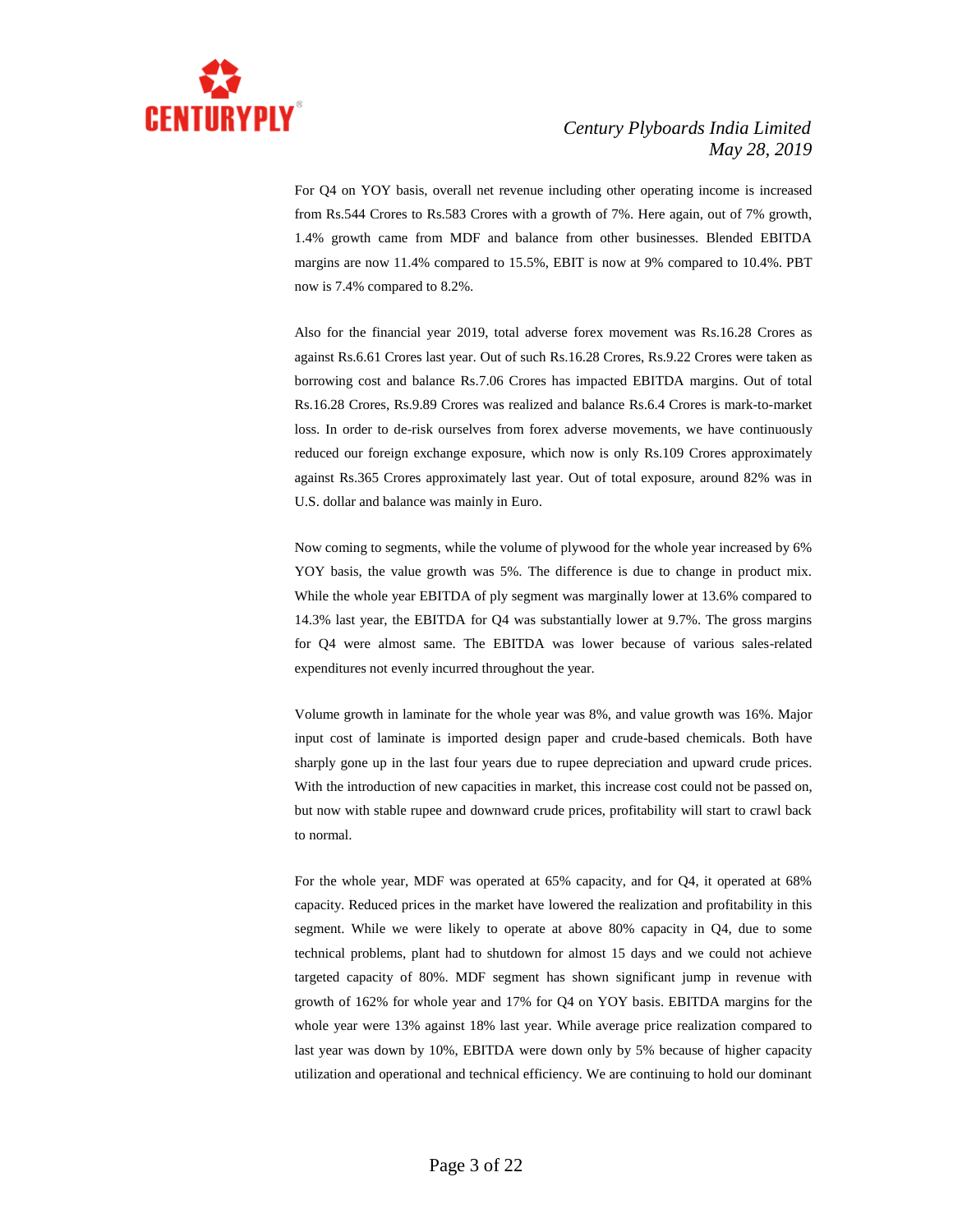For Q4 on YOY basis, overall net revenue including other operating income is increased from Rs.544 Crores to Rs.583 Crores with a growth of 7%. Here again, out of 7% growth, 1.4% growth came from MDF and balance from other businesses. Blended EBITDA margins are now 11.4% compared to 15.5%, EBIT is now at 9% compared to 10.4%. PBT now is 7.4% compared to 8.2%.

Also for the financial year 2019, total adverse forex movement was Rs.16.28 Crores as against Rs.6.61 Crores last year. Out of such Rs.16.28 Crores, Rs.9.22 Crores were taken as borrowing cost and balance Rs.7.06 Crores has impacted EBITDA margins. Out of total Rs.16.28 Crores, Rs.9.89 Crores was realized and balance Rs.6.4 Crores is mark-to-market loss. In order to de-risk ourselves from forex adverse movements, we have continuously reduced our foreign exchange exposure, which now is only Rs.109 Crores approximately against Rs.365 Crores approximately last year. Out of total exposure, around 82% was in U.S. dollar and balance was mainly in Euro.

Now coming to segments, while the volume of plywood for the whole year increased by 6% YOY basis, the value growth was 5%. The difference is due to change in product mix. While the whole year EBITDA of ply segment was marginally lower at 13.6% compared to 14.3% last year, the EBITDA for Q4 was substantially lower at 9.7%. The gross margins for Q4 were almost same. The EBITDA was lower because of various sales-related expenditures not evenly incurred throughout the year.

Volume growth in laminate for the whole year was 8%, and value growth was 16%. Major input cost of laminate is imported design paper and crude-based chemicals. Both have sharply gone up in the last four years due to rupee depreciation and upward crude prices. With the introduction of new capacities in market, this increase cost could not be passed on, but now with stable rupee and downward crude prices, profitability will start to crawl back to normal.

For the whole year, MDF was operated at 65% capacity, and for Q4, it operated at 68% capacity. Reduced prices in the market have lowered the realization and profitability in this segment. While we were likely to operate at above 80% capacity in Q4, due to some technical problems, plant had to shutdown for almost 15 days and we could not achieve targeted capacity of 80%. MDF segment has shown significant jump in revenue with growth of 162% for whole year and 17% for Q4 on YOY basis. EBITDA margins for the whole year were 13% against 18% last year. While average price realization compared to last year was down by 10%, EBITDA were down only by 5% because of higher capacity utilization and operational and technical efficiency. We are continuing to hold our dominant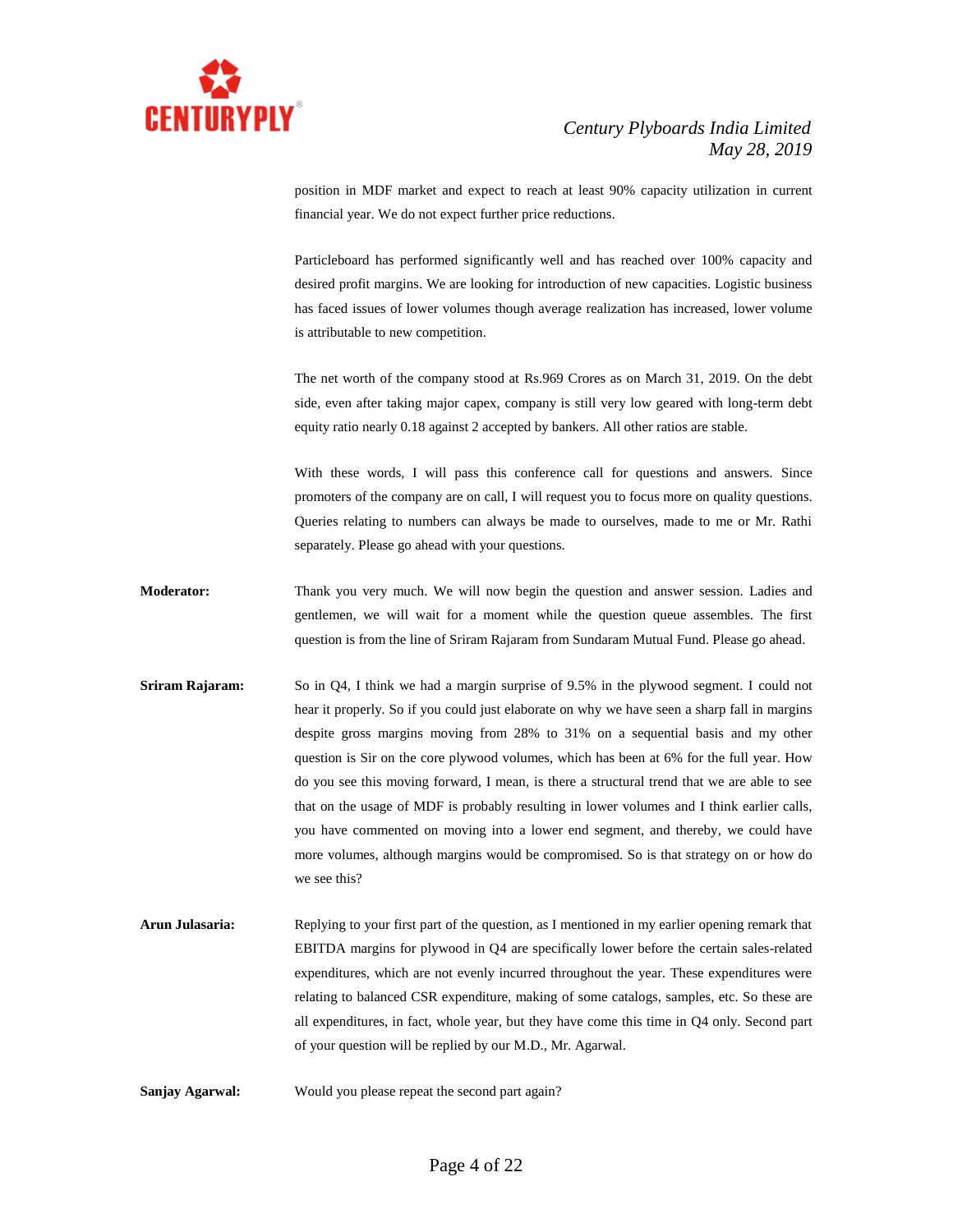position in MDF market and expect to reach at least 90% capacity utilization in current financial year. We do not expect further price reductions.

Particleboard has performed significantly well and has reached over 100% capacity and desired profit margins. We are looking for introduction of new capacities. Logistic business has faced issues of lower volumes though average realization has increased, lower volume is attributable to new competition.

The net worth of the company stood at Rs.969 Crores as on March 31, 2019. On the debt side, even after taking major capex, company is still very low geared with long-term debt equity ratio nearly 0.18 against 2 accepted by bankers. All other ratios are stable.

With these words, I will pass this conference call for questions and answers. Since promoters of the company are on call, I will request you to focus more on quality questions. Queries relating to numbers can always be made to ourselves, made to me or Mr. Rathi separately. Please go ahead with your questions.

**Moderator:** Thank you very much. We will now begin the question and answer session. Ladies and gentlemen, we will wait for a moment while the question queue assembles. The first question is from the line of Sriram Rajaram from Sundaram Mutual Fund. Please go ahead.

**Sriram Rajaram:** So in Q4, I think we had a margin surprise of 9.5% in the plywood segment. I could not hear it properly. So if you could just elaborate on why we have seen a sharp fall in margins despite gross margins moving from 28% to 31% on a sequential basis and my other question is Sir on the core plywood volumes, which has been at 6% for the full year. How do you see this moving forward, I mean, is there a structural trend that we are able to see that on the usage of MDF is probably resulting in lower volumes and I think earlier calls, you have commented on moving into a lower end segment, and thereby, we could have more volumes, although margins would be compromised. So is that strategy on or how do we see this?

**Arun Julasaria:** Replying to your first part of the question, as I mentioned in my earlier opening remark that EBITDA margins for plywood in Q4 are specifically lower before the certain sales-related expenditures, which are not evenly incurred throughout the year. These expenditures were relating to balanced CSR expenditure, making of some catalogs, samples, etc. So these are all expenditures, in fact, whole year, but they have come this time in Q4 only. Second part of your question will be replied by our M.D., Mr. Agarwal.

**Sanjay Agarwal:** Would you please repeat the second part again?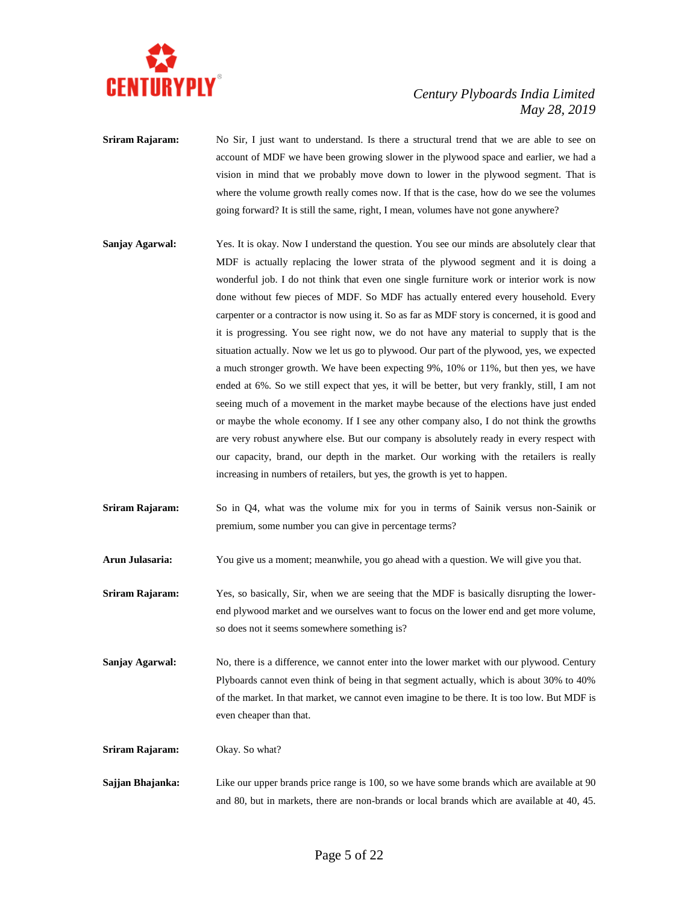**Sriram Rajaram:** No Sir, I just want to understand. Is there a structural trend that we are able to see on account of MDF we have been growing slower in the plywood space and earlier, we had a vision in mind that we probably move down to lower in the plywood segment. That is where the volume growth really comes now. If that is the case, how do we see the volumes going forward? It is still the same, right, I mean, volumes have not gone anywhere?

**Sanjay Agarwal:** Yes. It is okay. Now I understand the question. You see our minds are absolutely clear that MDF is actually replacing the lower strata of the plywood segment and it is doing a wonderful job. I do not think that even one single furniture work or interior work is now done without few pieces of MDF. So MDF has actually entered every household. Every carpenter or a contractor is now using it. So as far as MDF story is concerned, it is good and it is progressing. You see right now, we do not have any material to supply that is the situation actually. Now we let us go to plywood. Our part of the plywood, yes, we expected a much stronger growth. We have been expecting 9%, 10% or 11%, but then yes, we have ended at 6%. So we still expect that yes, it will be better, but very frankly, still, I am not seeing much of a movement in the market maybe because of the elections have just ended or maybe the whole economy. If I see any other company also, I do not think the growths are very robust anywhere else. But our company is absolutely ready in every respect with our capacity, brand, our depth in the market. Our working with the retailers is really increasing in numbers of retailers, but yes, the growth is yet to happen.

**Sriram Rajaram:** So in Q4, what was the volume mix for you in terms of Sainik versus non-Sainik or premium, some number you can give in percentage terms?

**Arun Julasaria:** You give us a moment; meanwhile, you go ahead with a question. We will give you that.

**Sriram Rajaram:** Yes, so basically, Sir, when we are seeing that the MDF is basically disrupting the lower-end plywood market and we ourselves want to focus on the lower end and get more volume, so does not it seems somewhere something is?

**Sanjay Agarwal:** No, there is a difference, we cannot enter into the lower market with our plywood. Century Plyboards cannot even think of being in that segment actually, which is about 30% to 40% of the market. In that market, we cannot even imagine to be there. It is too low. But MDF is even cheaper than that.

**Sriram Rajaram:** Okay. So what?

**Sajjan Bhajanka:** Like our upper brands price range is 100, so we have some brands which are available at 90 and 80, but in markets, there are non-brands or local brands which are available at 40, 45.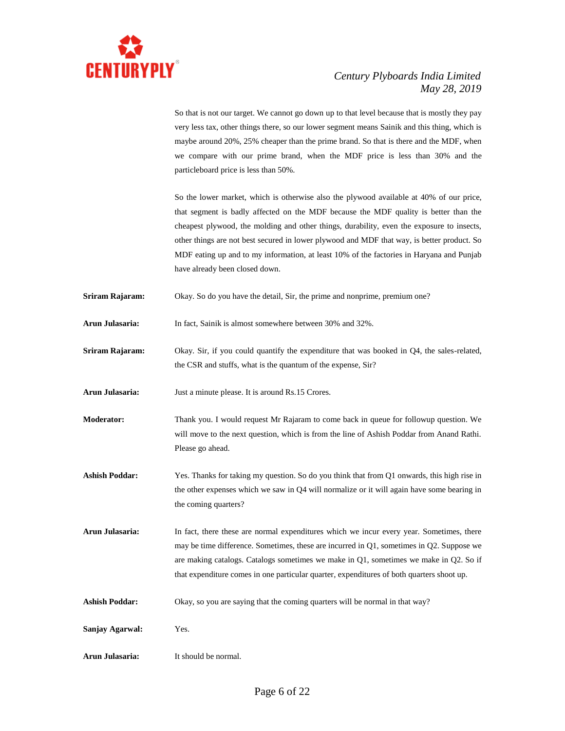So that is not our target. We cannot go down up to that level because that is mostly they pay very less tax, other things there, so our lower segment means Sainik and this thing, which is maybe around 20%, 25% cheaper than the prime brand. So that is there and the MDF, when we compare with our prime brand, when the MDF price is less than 30% and the particleboard price is less than 50%.

So the lower market, which is otherwise also the plywood available at 40% of our price, that segment is badly affected on the MDF because the MDF quality is better than the cheapest plywood, the molding and other things, durability, even the exposure to insects, other things are not best secured in lower plywood and MDF that way, is better product. So MDF eating up and to my information, at least 10% of the factories in Haryana and Punjab have already been closed down.

**Sriram Rajaram:** Okay. So do you have the detail, Sir, the prime and nonprime, premium one?

**Arun Julasaria:** In fact, Sainik is almost somewhere between 30% and 32%.

**Sriram Rajaram:** Okay. Sir, if you could quantify the expenditure that was booked in Q4, the sales-related, the CSR and stuffs, what is the quantum of the expense, Sir?

**Arun Julasaria:** Just a minute please. It is around Rs.15 Crores.

**Moderator:** Thank you. I would request Mr Rajaram to come back in queue for followup question. We will move to the next question, which is from the line of Ashish Poddar from Anand Rathi. Please go ahead.

**Ashish Poddar:** Yes. Thanks for taking my question. So do you think that from Q1 onwards, this high rise in the other expenses which we saw in Q4 will normalize or it will again have some bearing in the coming quarters?

**Arun Julasaria:** In fact, there these are normal expenditures which we incur every year. Sometimes, there may be time difference. Sometimes, these are incurred in Q1, sometimes in Q2. Suppose we are making catalogs. Catalogs sometimes we make in Q1, sometimes we make in Q2. So if that expenditure comes in one particular quarter, expenditures of both quarters shoot up.

**Ashish Poddar:** Okay, so you are saying that the coming quarters will be normal in that way?

**Sanjay Agarwal:** Yes.

**Arun Julasaria:** It should be normal.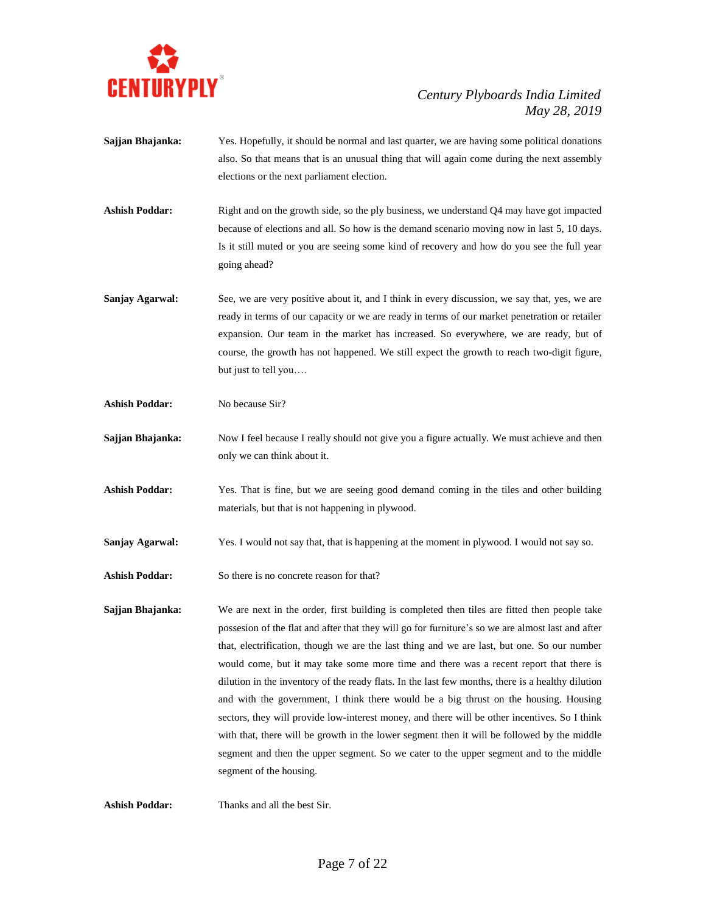**Sajjan Bhajanka:** Yes. Hopefully, it should be normal and last quarter, we are having some political donations also. So that means that is an unusual thing that will again come during the next assembly elections or the next parliament election.

**Ashish Poddar:** Right and on the growth side, so the ply business, we understand Q4 may have got impacted because of elections and all. So how is the demand scenario moving now in last 5, 10 days. Is it still muted or you are seeing some kind of recovery and how do you see the full year going ahead?

**Sanjay Agarwal:** See, we are very positive about it, and I think in every discussion, we say that, yes, we are ready in terms of our capacity or we are ready in terms of our market penetration or retailer expansion. Our team in the market has increased. So everywhere, we are ready, but of course, the growth has not happened. We still expect the growth to reach two-digit figure, but just to tell you….

**Ashish Poddar:** No because Sir?

**Sajjan Bhajanka:** Now I feel because I really should not give you a figure actually. We must achieve and then only we can think about it.

**Ashish Poddar:** Yes. That is fine, but we are seeing good demand coming in the tiles and other building materials, but that is not happening in plywood.

**Sanjay Agarwal:** Yes. I would not say that, that is happening at the moment in plywood. I would not say so.

**Ashish Poddar:** So there is no concrete reason for that?

**Sajjan Bhajanka:** We are next in the order, first building is completed then tiles are fitted then people take possesion of the flat and after that they will go for furniture's so we are almost last and after that, electrification, though we are the last thing and we are last, but one. So our number would come, but it may take some more time and there was a recent report that there is dilution in the inventory of the ready flats. In the last few months, there is a healthy dilution and with the government, I think there would be a big thrust on the housing. Housing sectors, they will provide low-interest money, and there will be other incentives. So I think with that, there will be growth in the lower segment then it will be followed by the middle segment and then the upper segment. So we cater to the upper segment and to the middle segment of the housing.

**Ashish Poddar:** Thanks and all the best Sir.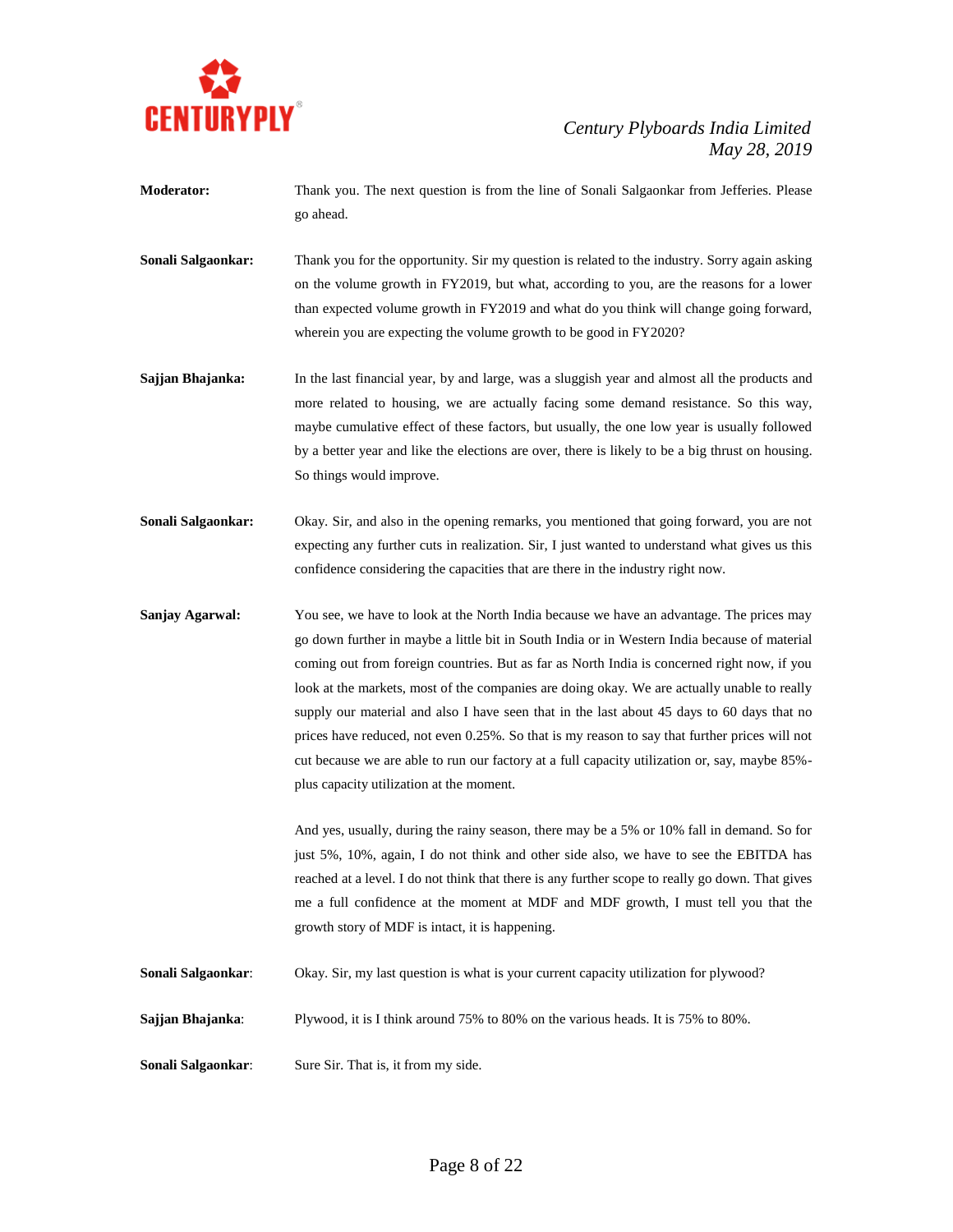**Moderator:** Thank you. The next question is from the line of Sonali Salgaonkar from Jefferies. Please go ahead.

**Sonali Salgaonkar:** Thank you for the opportunity. Sir my question is related to the industry. Sorry again asking on the volume growth in FY2019, but what, according to you, are the reasons for a lower than expected volume growth in FY2019 and what do you think will change going forward, wherein you are expecting the volume growth to be good in FY2020?

**Sajjan Bhajanka:** In the last financial year, by and large, was a sluggish year and almost all the products and more related to housing, we are actually facing some demand resistance. So this way, maybe cumulative effect of these factors, but usually, the one low year is usually followed by a better year and like the elections are over, there is likely to be a big thrust on housing. So things would improve.

**Sonali Salgaonkar:** Okay. Sir, and also in the opening remarks, you mentioned that going forward, you are not expecting any further cuts in realization. Sir, I just wanted to understand what gives us this confidence considering the capacities that are there in the industry right now.

**Sanjay Agarwal:** You see, we have to look at the North India because we have an advantage. The prices may go down further in maybe a little bit in South India or in Western India because of material coming out from foreign countries. But as far as North India is concerned right now, if you look at the markets, most of the companies are doing okay. We are actually unable to really supply our material and also I have seen that in the last about 45 days to 60 days that no prices have reduced, not even 0.25%. So that is my reason to say that further prices will not cut because we are able to run our factory at a full capacity utilization or, say, maybe 85%-plus capacity utilization at the moment.

And yes, usually, during the rainy season, there may be a 5% or 10% fall in demand. So for just 5%, 10%, again, I do not think and other side also, we have to see the EBITDA has reached at a level. I do not think that there is any further scope to really go down. That gives me a full confidence at the moment at MDF and MDF growth, I must tell you that the growth story of MDF is intact, it is happening.

**Sonali Salgaonkar**: Okay. Sir, my last question is what is your current capacity utilization for plywood?

**Sajjan Bhajanka**: Plywood, it is I think around 75% to 80% on the various heads. It is 75% to 80%.

**Sonali Salgaonkar**: Sure Sir. That is, it from my side.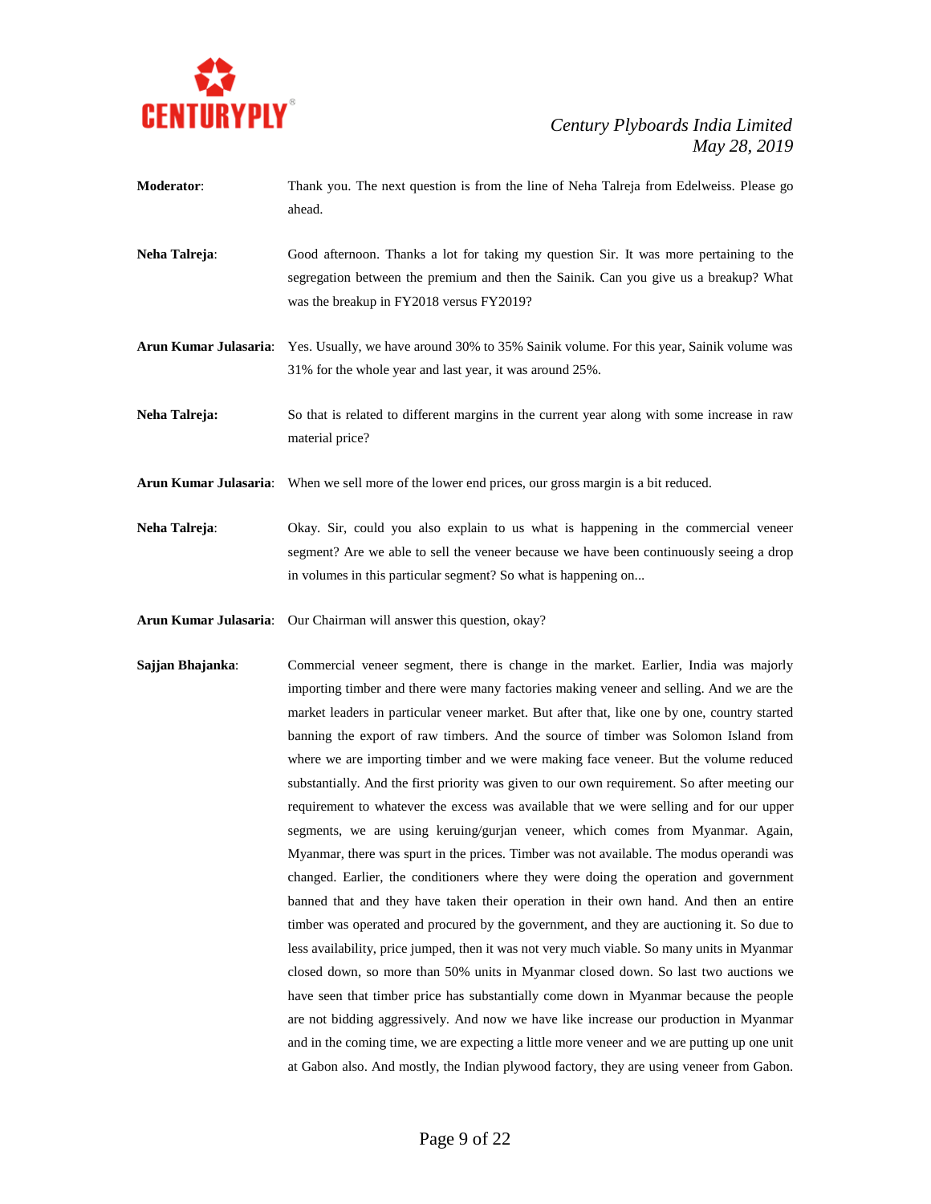**Moderator**: Thank you. The next question is from the line of Neha Talreja from Edelweiss. Please go ahead.

**Neha Talreja**: Good afternoon. Thanks a lot for taking my question Sir. It was more pertaining to the segregation between the premium and then the Sainik. Can you give us a breakup? What was the breakup in FY2018 versus FY2019?

**Arun Kumar Julasaria**: Yes. Usually, we have around 30% to 35% Sainik volume. For this year, Sainik volume was 31% for the whole year and last year, it was around 25%.

**Neha Talreja:** So that is related to different margins in the current year along with some increase in raw material price?

**Arun Kumar Julasaria**: When we sell more of the lower end prices, our gross margin is a bit reduced.

**Neha Talreja**: Okay. Sir, could you also explain to us what is happening in the commercial veneer segment? Are we able to sell the veneer because we have been continuously seeing a drop in volumes in this particular segment? So what is happening on...

**Arun Kumar Julasaria**: Our Chairman will answer this question, okay?

**Sajjan Bhajanka**: Commercial veneer segment, there is change in the market. Earlier, India was majorly importing timber and there were many factories making veneer and selling. And we are the market leaders in particular veneer market. But after that, like one by one, country started banning the export of raw timbers. And the source of timber was Solomon Island from where we are importing timber and we were making face veneer. But the volume reduced substantially. And the first priority was given to our own requirement. So after meeting our requirement to whatever the excess was available that we were selling and for our upper segments, we are using keruing/gurjan veneer, which comes from Myanmar. Again, Myanmar, there was spurt in the prices. Timber was not available. The modus operandi was changed. Earlier, the conditioners where they were doing the operation and government banned that and they have taken their operation in their own hand. And then an entire timber was operated and procured by the government, and they are auctioning it. So due to less availability, price jumped, then it was not very much viable. So many units in Myanmar closed down, so more than 50% units in Myanmar closed down. So last two auctions we have seen that timber price has substantially come down in Myanmar because the people are not bidding aggressively. And now we have like increase our production in Myanmar and in the coming time, we are expecting a little more veneer and we are putting up one unit at Gabon also. And mostly, the Indian plywood factory, they are using veneer from Gabon.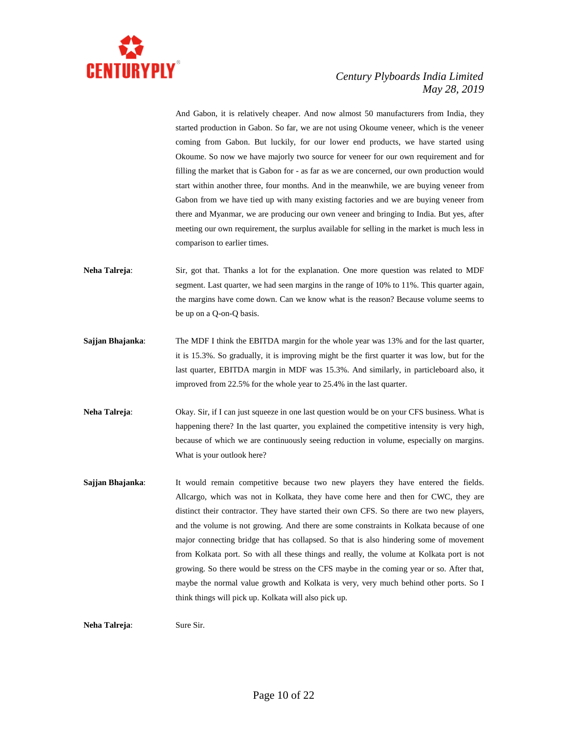And Gabon, it is relatively cheaper. And now almost 50 manufacturers from India, they started production in Gabon. So far, we are not using Okoume veneer, which is the veneer coming from Gabon. But luckily, for our lower end products, we have started using Okoume. So now we have majorly two source for veneer for our own requirement and for filling the market that is Gabon for - as far as we are concerned, our own production would start within another three, four months. And in the meanwhile, we are buying veneer from Gabon from we have tied up with many existing factories and we are buying veneer from there and Myanmar, we are producing our own veneer and bringing to India. But yes, after meeting our own requirement, the surplus available for selling in the market is much less in comparison to earlier times.

**Neha Talreja**: Sir, got that. Thanks a lot for the explanation. One more question was related to MDF segment. Last quarter, we had seen margins in the range of 10% to 11%. This quarter again, the margins have come down. Can we know what is the reason? Because volume seems to be up on a Q-on-Q basis.

**Sajjan Bhajanka**: The MDF I think the EBITDA margin for the whole year was 13% and for the last quarter, it is 15.3%. So gradually, it is improving might be the first quarter it was low, but for the last quarter, EBITDA margin in MDF was 15.3%. And similarly, in particleboard also, it improved from 22.5% for the whole year to 25.4% in the last quarter.

**Neha Talreja**: Okay. Sir, if I can just squeeze in one last question would be on your CFS business. What is happening there? In the last quarter, you explained the competitive intensity is very high, because of which we are continuously seeing reduction in volume, especially on margins. What is your outlook here?

**Sajjan Bhajanka**: It would remain competitive because two new players they have entered the fields. Allcargo, which was not in Kolkata, they have come here and then for CWC, they are distinct their contractor. They have started their own CFS. So there are two new players, and the volume is not growing. And there are some constraints in Kolkata because of one major connecting bridge that has collapsed. So that is also hindering some of movement from Kolkata port. So with all these things and really, the volume at Kolkata port is not growing. So there would be stress on the CFS maybe in the coming year or so. After that, maybe the normal value growth and Kolkata is very, very much behind other ports. So I think things will pick up. Kolkata will also pick up.

**Neha Talreja**: Sure Sir.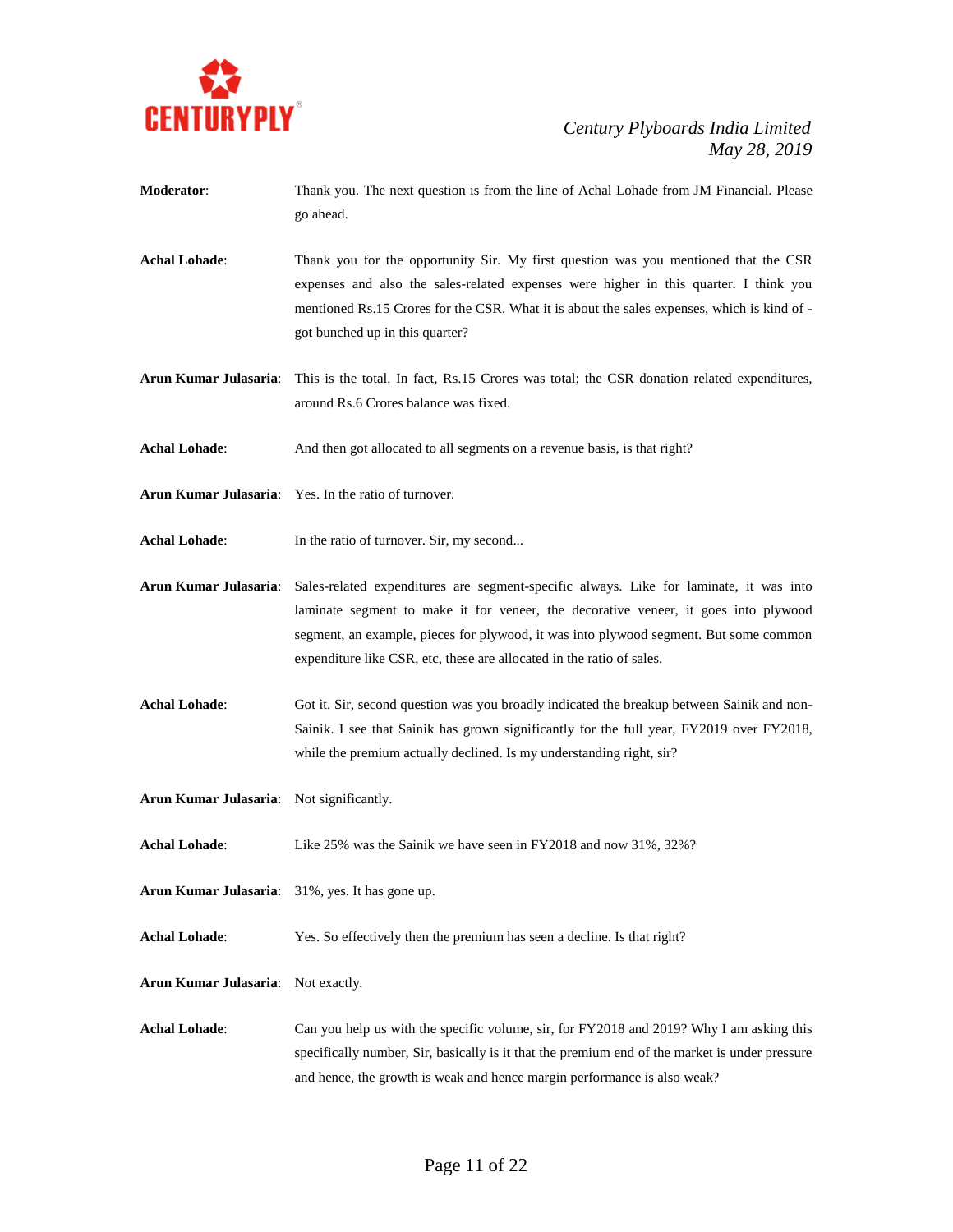**Moderator**: Thank you. The next question is from the line of Achal Lohade from JM Financial. Please go ahead.

**Achal Lohade**: Thank you for the opportunity Sir. My first question was you mentioned that the CSR expenses and also the sales-related expenses were higher in this quarter. I think you mentioned Rs.15 Crores for the CSR. What it is about the sales expenses, which is kind of - got bunched up in this quarter?

**Arun Kumar Julasaria**: This is the total. In fact, Rs.15 Crores was total; the CSR donation related expenditures, around Rs.6 Crores balance was fixed.

**Achal Lohade**: And then got allocated to all segments on a revenue basis, is that right?

**Arun Kumar Julasaria**: Yes. In the ratio of turnover.

**Achal Lohade**: In the ratio of turnover. Sir, my second...

**Arun Kumar Julasaria**: Sales-related expenditures are segment-specific always. Like for laminate, it was into laminate segment to make it for veneer, the decorative veneer, it goes into plywood segment, an example, pieces for plywood, it was into plywood segment. But some common expenditure like CSR, etc, these are allocated in the ratio of sales.

**Achal Lohade**: Got it. Sir, second question was you broadly indicated the breakup between Sainik and non-Sainik. I see that Sainik has grown significantly for the full year, FY2019 over FY2018, while the premium actually declined. Is my understanding right, sir?

**Arun Kumar Julasaria**: Not significantly.

**Achal Lohade**: Like 25% was the Sainik we have seen in FY2018 and now 31%, 32%?

**Arun Kumar Julasaria**: 31%, yes. It has gone up.

**Achal Lohade**: Yes. So effectively then the premium has seen a decline. Is that right?

**Arun Kumar Julasaria**: Not exactly.

**Achal Lohade**: Can you help us with the specific volume, sir, for FY2018 and 2019? Why I am asking this specifically number, Sir, basically is it that the premium end of the market is under pressure and hence, the growth is weak and hence margin performance is also weak?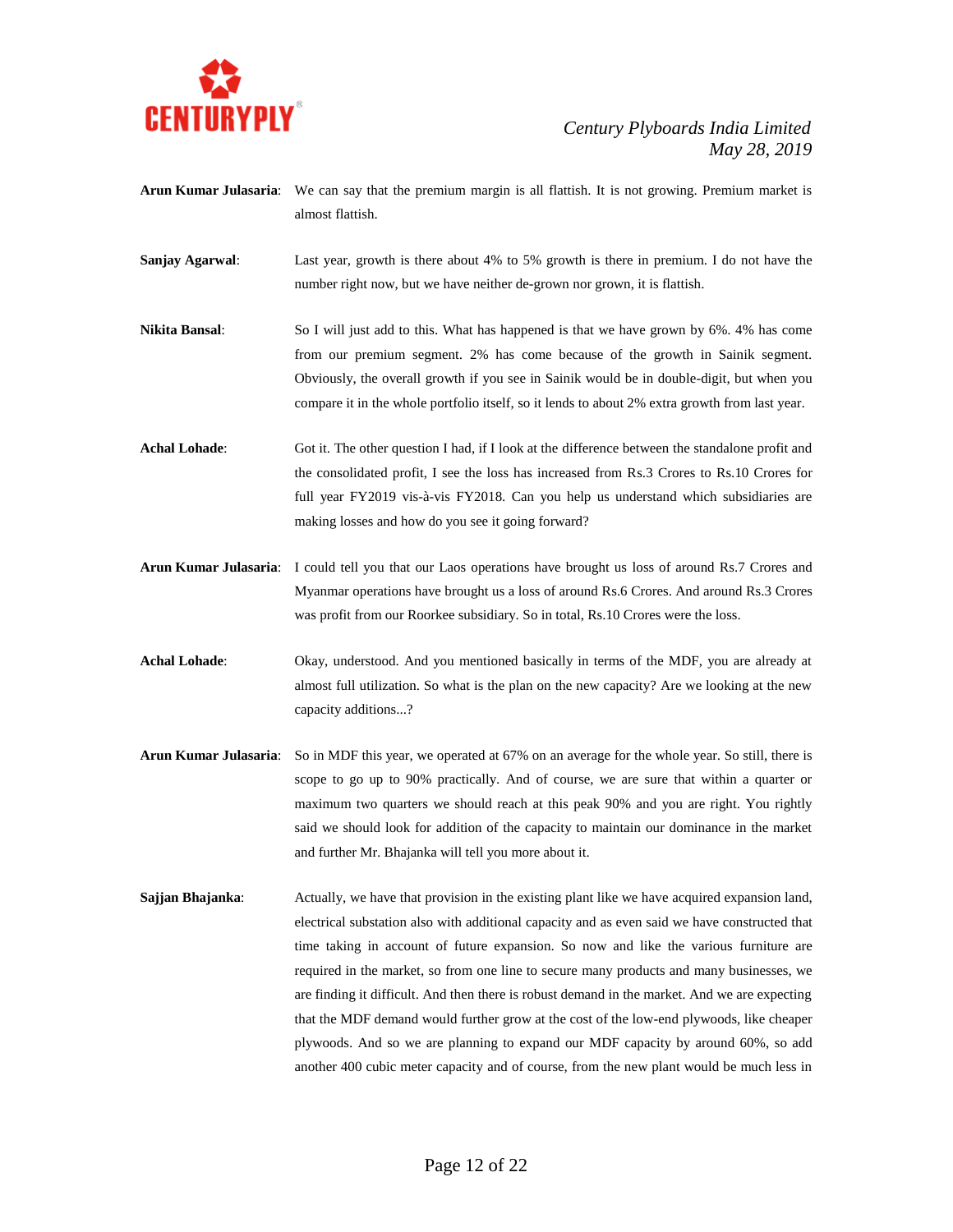**Arun Kumar Julasaria**: We can say that the premium margin is all flattish. It is not growing. Premium market is almost flattish.

**Sanjay Agarwal**: Last year, growth is there about 4% to 5% growth is there in premium. I do not have the number right now, but we have neither de-grown nor grown, it is flattish.

**Nikita Bansal**: So I will just add to this. What has happened is that we have grown by 6%. 4% has come from our premium segment. 2% has come because of the growth in Sainik segment. Obviously, the overall growth if you see in Sainik would be in double-digit, but when you compare it in the whole portfolio itself, so it lends to about 2% extra growth from last year.

**Achal Lohade**: Got it. The other question I had, if I look at the difference between the standalone profit and the consolidated profit, I see the loss has increased from Rs.3 Crores to Rs.10 Crores for full year FY2019 vis-à-vis FY2018. Can you help us understand which subsidiaries are making losses and how do you see it going forward?

**Arun Kumar Julasaria**: I could tell you that our Laos operations have brought us loss of around Rs.7 Crores and Myanmar operations have brought us a loss of around Rs.6 Crores. And around Rs.3 Crores was profit from our Roorkee subsidiary. So in total, Rs.10 Crores were the loss.

**Achal Lohade**: Okay, understood. And you mentioned basically in terms of the MDF, you are already at almost full utilization. So what is the plan on the new capacity? Are we looking at the new capacity additions...?

**Arun Kumar Julasaria**: So in MDF this year, we operated at 67% on an average for the whole year. So still, there is scope to go up to 90% practically. And of course, we are sure that within a quarter or maximum two quarters we should reach at this peak 90% and you are right. You rightly said we should look for addition of the capacity to maintain our dominance in the market and further Mr. Bhajanka will tell you more about it.

**Sajjan Bhajanka**: Actually, we have that provision in the existing plant like we have acquired expansion land, electrical substation also with additional capacity and as even said we have constructed that time taking in account of future expansion. So now and like the various furniture are required in the market, so from one line to secure many products and many businesses, we are finding it difficult. And then there is robust demand in the market. And we are expecting that the MDF demand would further grow at the cost of the low-end plywoods, like cheaper plywoods. And so we are planning to expand our MDF capacity by around 60%, so add another 400 cubic meter capacity and of course, from the new plant would be much less in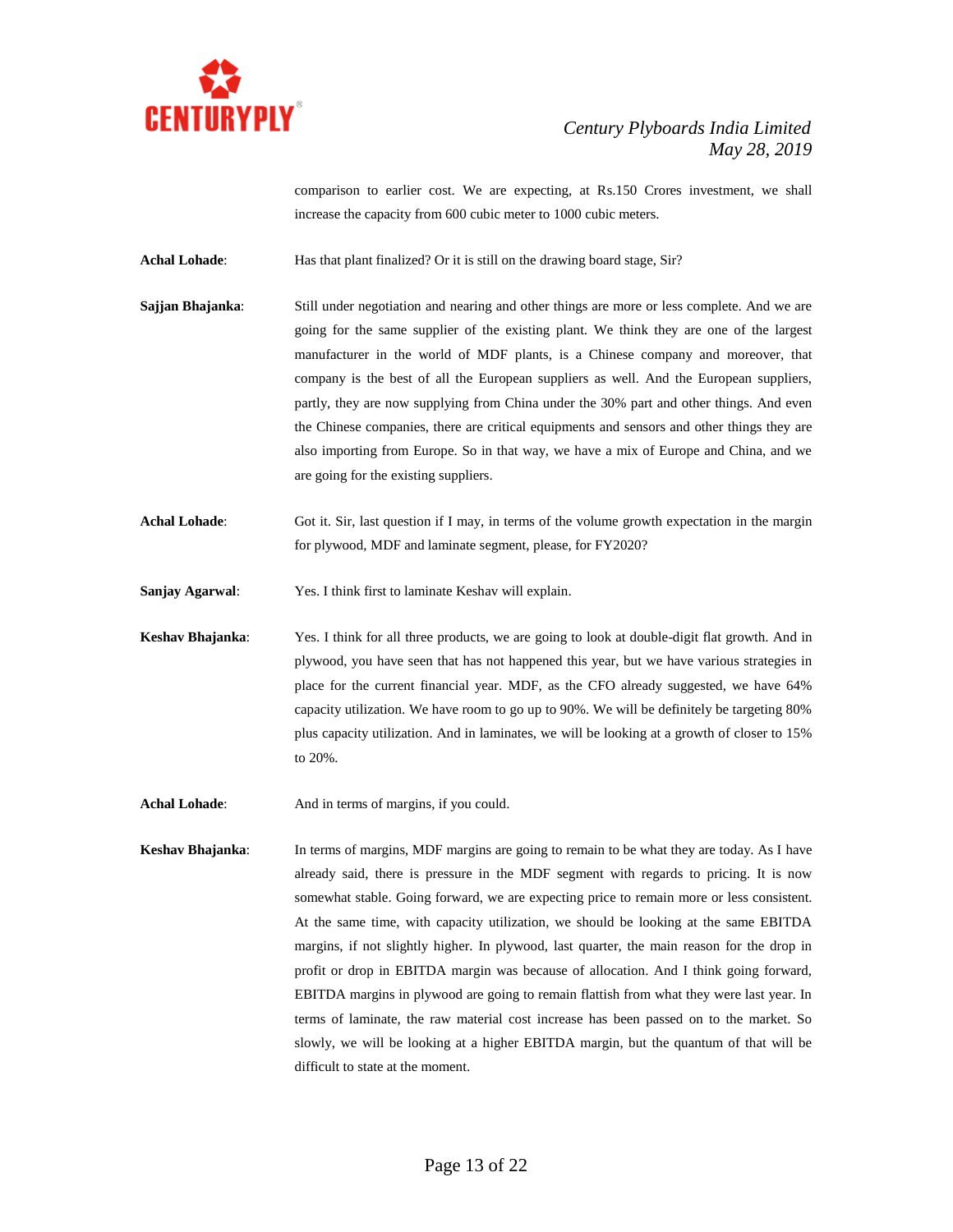comparison to earlier cost. We are expecting, at Rs.150 Crores investment, we shall increase the capacity from 600 cubic meter to 1000 cubic meters.

**Achal Lohade**: Has that plant finalized? Or it is still on the drawing board stage, Sir?

**Sajjan Bhajanka**: Still under negotiation and nearing and other things are more or less complete. And we are going for the same supplier of the existing plant. We think they are one of the largest manufacturer in the world of MDF plants, is a Chinese company and moreover, that company is the best of all the European suppliers as well. And the European suppliers, partly, they are now supplying from China under the 30% part and other things. And even the Chinese companies, there are critical equipments and sensors and other things they are also importing from Europe. So in that way, we have a mix of Europe and China, and we are going for the existing suppliers.

**Achal Lohade**: Got it. Sir, last question if I may, in terms of the volume growth expectation in the margin for plywood, MDF and laminate segment, please, for FY2020?

**Sanjay Agarwal**: Yes. I think first to laminate Keshav will explain.

**Keshav Bhajanka**: Yes. I think for all three products, we are going to look at double-digit flat growth. And in plywood, you have seen that has not happened this year, but we have various strategies in place for the current financial year. MDF, as the CFO already suggested, we have 64% capacity utilization. We have room to go up to 90%. We will be definitely be targeting 80% plus capacity utilization. And in laminates, we will be looking at a growth of closer to 15% to 20%.

**Achal Lohade**: And in terms of margins, if you could.

**Keshav Bhajanka**: In terms of margins, MDF margins are going to remain to be what they are today. As I have already said, there is pressure in the MDF segment with regards to pricing. It is now somewhat stable. Going forward, we are expecting price to remain more or less consistent. At the same time, with capacity utilization, we should be looking at the same EBITDA margins, if not slightly higher. In plywood, last quarter, the main reason for the drop in profit or drop in EBITDA margin was because of allocation. And I think going forward, EBITDA margins in plywood are going to remain flattish from what they were last year. In terms of laminate, the raw material cost increase has been passed on to the market. So slowly, we will be looking at a higher EBITDA margin, but the quantum of that will be difficult to state at the moment.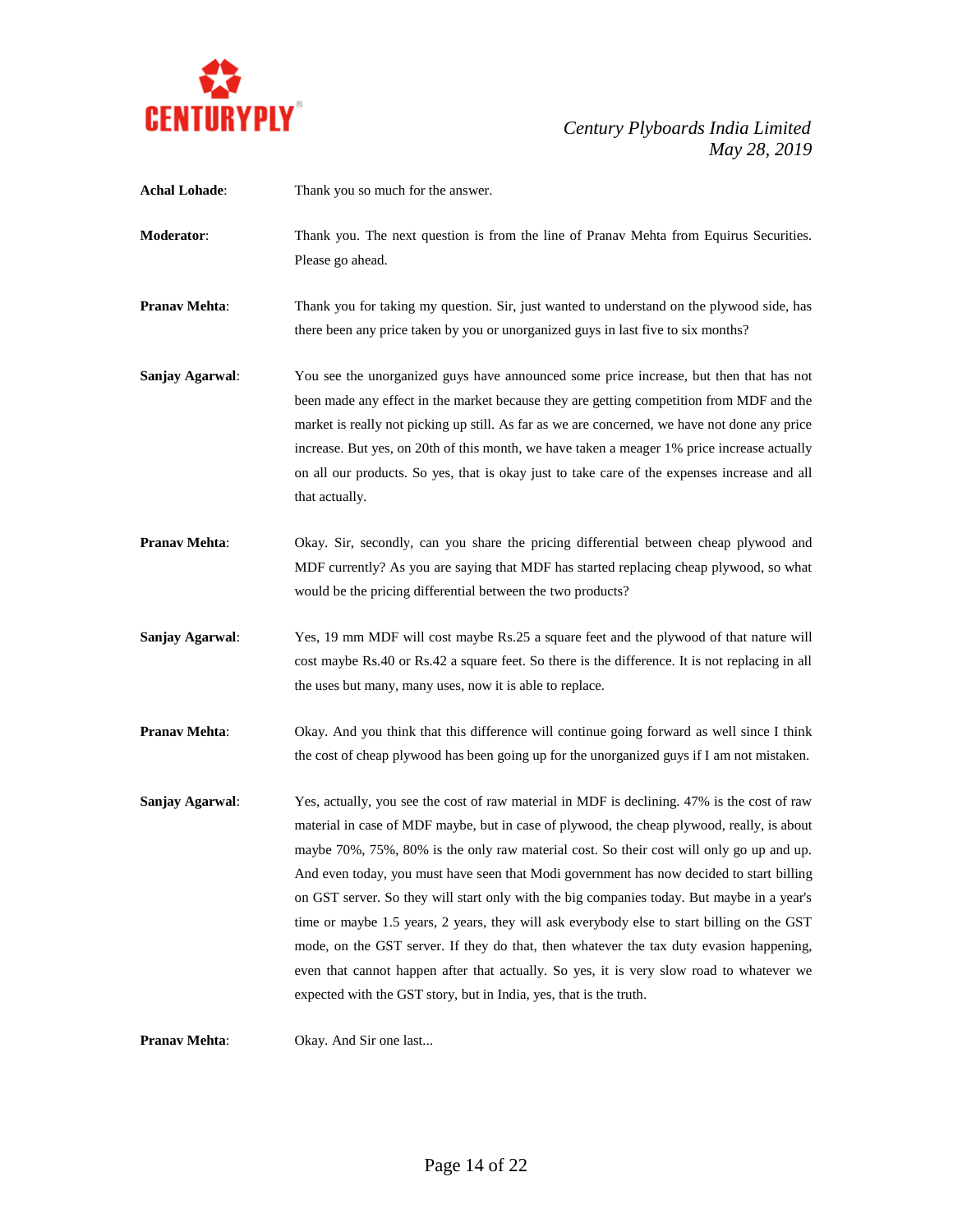**Achal Lohade**: Thank you so much for the answer.

**Moderator**: Thank you. The next question is from the line of Pranav Mehta from Equirus Securities. Please go ahead.

**Pranav Mehta**: Thank you for taking my question. Sir, just wanted to understand on the plywood side, has there been any price taken by you or unorganized guys in last five to six months?

**Sanjay Agarwal**: You see the unorganized guys have announced some price increase, but then that has not been made any effect in the market because they are getting competition from MDF and the market is really not picking up still. As far as we are concerned, we have not done any price increase. But yes, on 20th of this month, we have taken a meager 1% price increase actually on all our products. So yes, that is okay just to take care of the expenses increase and all that actually.

**Pranav Mehta**: Okay. Sir, secondly, can you share the pricing differential between cheap plywood and MDF currently? As you are saying that MDF has started replacing cheap plywood, so what would be the pricing differential between the two products?

**Sanjay Agarwal**: Yes, 19 mm MDF will cost maybe Rs.25 a square feet and the plywood of that nature will cost maybe Rs.40 or Rs.42 a square feet. So there is the difference. It is not replacing in all the uses but many, many uses, now it is able to replace.

**Pranav Mehta**: Okay. And you think that this difference will continue going forward as well since I think the cost of cheap plywood has been going up for the unorganized guys if I am not mistaken.

**Sanjay Agarwal**: Yes, actually, you see the cost of raw material in MDF is declining. 47% is the cost of raw material in case of MDF maybe, but in case of plywood, the cheap plywood, really, is about maybe 70%, 75%, 80% is the only raw material cost. So their cost will only go up and up. And even today, you must have seen that Modi government has now decided to start billing on GST server. So they will start only with the big companies today. But maybe in a year's time or maybe 1.5 years, 2 years, they will ask everybody else to start billing on the GST mode, on the GST server. If they do that, then whatever the tax duty evasion happening, even that cannot happen after that actually. So yes, it is very slow road to whatever we expected with the GST story, but in India, yes, that is the truth.

**Pranav Mehta**: Okay. And Sir one last...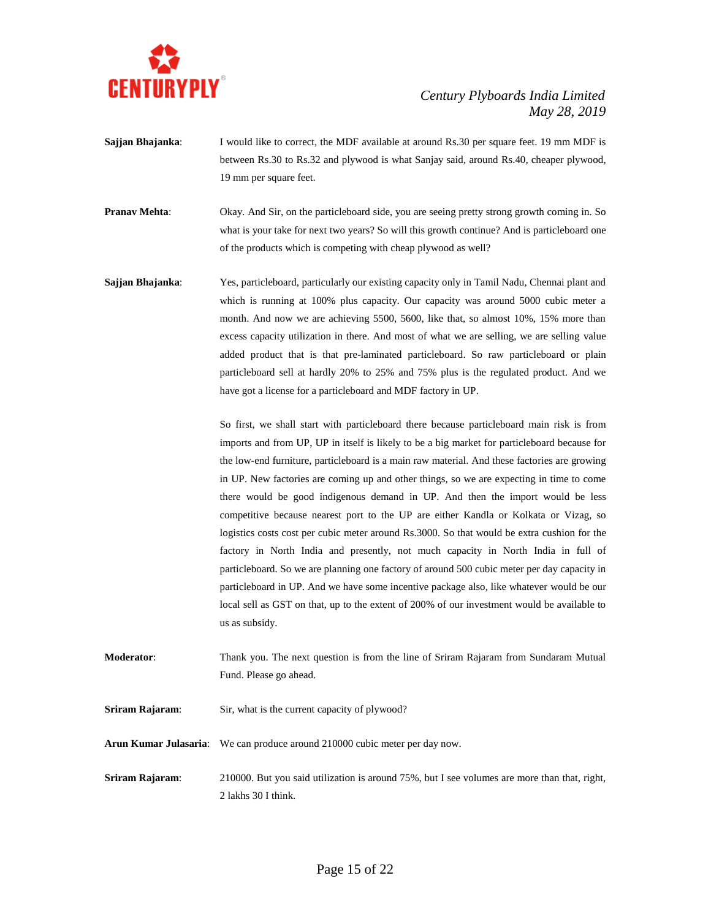**Sajjan Bhajanka**: I would like to correct, the MDF available at around Rs.30 per square feet. 19 mm MDF is between Rs.30 to Rs.32 and plywood is what Sanjay said, around Rs.40, cheaper plywood, 19 mm per square feet.

**Pranav Mehta**: Okay. And Sir, on the particleboard side, you are seeing pretty strong growth coming in. So what is your take for next two years? So will this growth continue? And is particleboard one of the products which is competing with cheap plywood as well?

**Sajjan Bhajanka**: Yes, particleboard, particularly our existing capacity only in Tamil Nadu, Chennai plant and which is running at 100% plus capacity. Our capacity was around 5000 cubic meter a month. And now we are achieving 5500, 5600, like that, so almost 10%, 15% more than excess capacity utilization in there. And most of what we are selling, we are selling value added product that is that pre-laminated particleboard. So raw particleboard or plain particleboard sell at hardly 20% to 25% and 75% plus is the regulated product. And we have got a license for a particleboard and MDF factory in UP.

So first, we shall start with particleboard there because particleboard main risk is from imports and from UP, UP in itself is likely to be a big market for particleboard because for the low-end furniture, particleboard is a main raw material. And these factories are growing in UP. New factories are coming up and other things, so we are expecting in time to come there would be good indigenous demand in UP. And then the import would be less competitive because nearest port to the UP are either Kandla or Kolkata or Vizag, so logistics costs cost per cubic meter around Rs.3000. So that would be extra cushion for the factory in North India and presently, not much capacity in North India in full of particleboard. So we are planning one factory of around 500 cubic meter per day capacity in particleboard in UP. And we have some incentive package also, like whatever would be our local sell as GST on that, up to the extent of 200% of our investment would be available to us as subsidy.

**Moderator**: Thank you. The next question is from the line of Sriram Rajaram from Sundaram Mutual Fund. Please go ahead.

**Sriram Rajaram**: Sir, what is the current capacity of plywood?

**Arun Kumar Julasaria**: We can produce around 210000 cubic meter per day now.

**Sriram Rajaram**: 210000. But you said utilization is around 75%, but I see volumes are more than that, right, 2 lakhs 30 I think.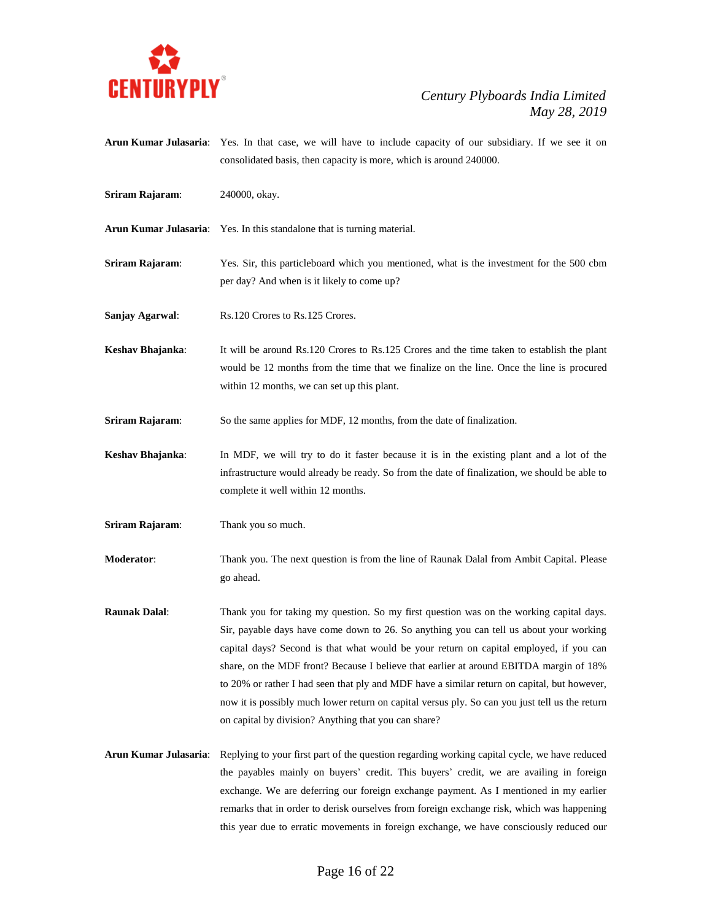**Arun Kumar Julasaria**: Yes. In that case, we will have to include capacity of our subsidiary. If we see it on consolidated basis, then capacity is more, which is around 240000.

**Sriram Rajaram**: 240000, okay.

**Arun Kumar Julasaria**: Yes. In this standalone that is turning material.

**Sriram Rajaram**: Yes. Sir, this particleboard which you mentioned, what is the investment for the 500 cbm per day? And when is it likely to come up?

**Sanjay Agarwal**: Rs.120 Crores to Rs.125 Crores.

**Keshav Bhajanka**: It will be around Rs.120 Crores to Rs.125 Crores and the time taken to establish the plant would be 12 months from the time that we finalize on the line. Once the line is procured within 12 months, we can set up this plant.

**Sriram Rajaram**: So the same applies for MDF, 12 months, from the date of finalization.

**Keshav Bhajanka**: In MDF, we will try to do it faster because it is in the existing plant and a lot of the infrastructure would already be ready. So from the date of finalization, we should be able to complete it well within 12 months.

**Sriram Rajaram**: Thank you so much.

**Moderator**: Thank you. The next question is from the line of Raunak Dalal from Ambit Capital. Please go ahead.

**Raunak Dalal**: Thank you for taking my question. So my first question was on the working capital days. Sir, payable days have come down to 26. So anything you can tell us about your working capital days? Second is that what would be your return on capital employed, if you can share, on the MDF front? Because I believe that earlier at around EBITDA margin of 18% to 20% or rather I had seen that ply and MDF have a similar return on capital, but however, now it is possibly much lower return on capital versus ply. So can you just tell us the return on capital by division? Anything that you can share?

**Arun Kumar Julasaria**: Replying to your first part of the question regarding working capital cycle, we have reduced the payables mainly on buyers' credit. This buyers' credit, we are availing in foreign exchange. We are deferring our foreign exchange payment. As I mentioned in my earlier remarks that in order to derisk ourselves from foreign exchange risk, which was happening this year due to erratic movements in foreign exchange, we have consciously reduced our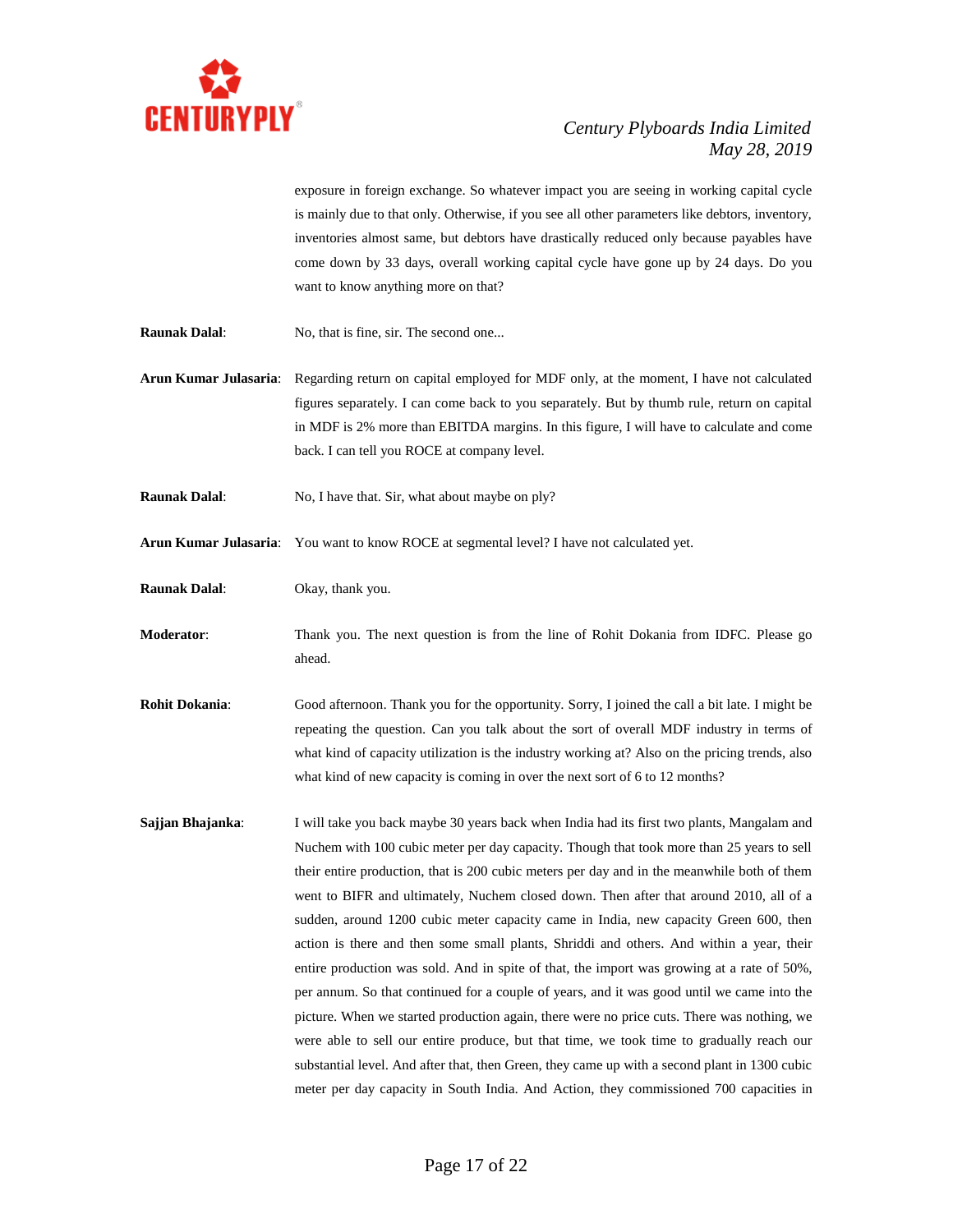exposure in foreign exchange. So whatever impact you are seeing in working capital cycle is mainly due to that only. Otherwise, if you see all other parameters like debtors, inventory, inventories almost same, but debtors have drastically reduced only because payables have come down by 33 days, overall working capital cycle have gone up by 24 days. Do you want to know anything more on that?

**Raunak Dalal**: No, that is fine, sir. The second one...

**Arun Kumar Julasaria**: Regarding return on capital employed for MDF only, at the moment, I have not calculated figures separately. I can come back to you separately. But by thumb rule, return on capital in MDF is 2% more than EBITDA margins. In this figure, I will have to calculate and come back. I can tell you ROCE at company level.

**Raunak Dalal**: No, I have that. Sir, what about maybe on ply?

**Arun Kumar Julasaria**: You want to know ROCE at segmental level? I have not calculated yet.

**Raunak Dalal**: Okay, thank you.

**Moderator**: Thank you. The next question is from the line of Rohit Dokania from IDFC. Please go ahead.

**Rohit Dokania**: Good afternoon. Thank you for the opportunity. Sorry, I joined the call a bit late. I might be repeating the question. Can you talk about the sort of overall MDF industry in terms of what kind of capacity utilization is the industry working at? Also on the pricing trends, also what kind of new capacity is coming in over the next sort of 6 to 12 months?

**Sajjan Bhajanka**: I will take you back maybe 30 years back when India had its first two plants, Mangalam and Nuchem with 100 cubic meter per day capacity. Though that took more than 25 years to sell their entire production, that is 200 cubic meters per day and in the meanwhile both of them went to BIFR and ultimately, Nuchem closed down. Then after that around 2010, all of a sudden, around 1200 cubic meter capacity came in India, new capacity Green 600, then action is there and then some small plants, Shriddi and others. And within a year, their entire production was sold. And in spite of that, the import was growing at a rate of 50%, per annum. So that continued for a couple of years, and it was good until we came into the picture. When we started production again, there were no price cuts. There was nothing, we were able to sell our entire produce, but that time, we took time to gradually reach our substantial level. And after that, then Green, they came up with a second plant in 1300 cubic meter per day capacity in South India. And Action, they commissioned 700 capacities in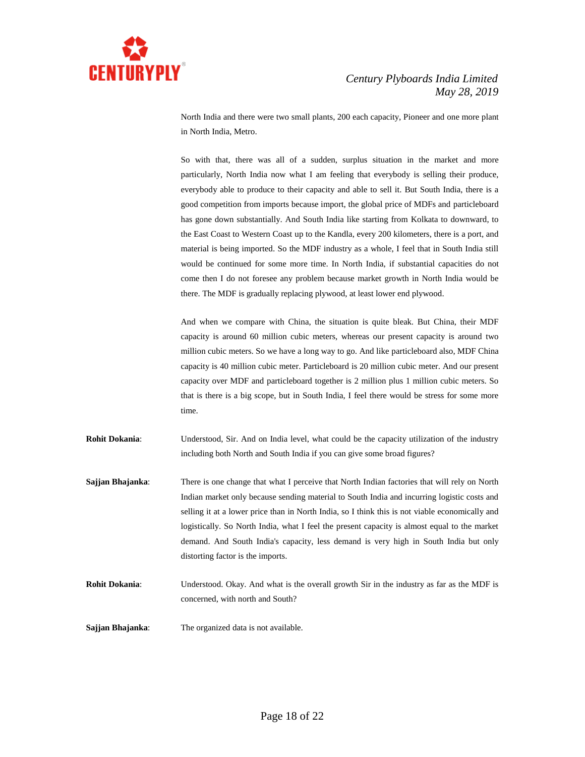North India and there were two small plants, 200 each capacity, Pioneer and one more plant in North India, Metro.

So with that, there was all of a sudden, surplus situation in the market and more particularly, North India now what I am feeling that everybody is selling their produce, everybody able to produce to their capacity and able to sell it. But South India, there is a good competition from imports because import, the global price of MDFs and particleboard has gone down substantially. And South India like starting from Kolkata to downward, to the East Coast to Western Coast up to the Kandla, every 200 kilometers, there is a port, and material is being imported. So the MDF industry as a whole, I feel that in South India still would be continued for some more time. In North India, if substantial capacities do not come then I do not foresee any problem because market growth in North India would be there. The MDF is gradually replacing plywood, at least lower end plywood.

And when we compare with China, the situation is quite bleak. But China, their MDF capacity is around 60 million cubic meters, whereas our present capacity is around two million cubic meters. So we have a long way to go. And like particleboard also, MDF China capacity is 40 million cubic meter. Particleboard is 20 million cubic meter. And our present capacity over MDF and particleboard together is 2 million plus 1 million cubic meters. So that is there is a big scope, but in South India, I feel there would be stress for some more time.

**Rohit Dokania**: Understood, Sir. And on India level, what could be the capacity utilization of the industry including both North and South India if you can give some broad figures?

**Sajjan Bhajanka**: There is one change that what I perceive that North Indian factories that will rely on North Indian market only because sending material to South India and incurring logistic costs and selling it at a lower price than in North India, so I think this is not viable economically and logistically. So North India, what I feel the present capacity is almost equal to the market demand. And South India's capacity, less demand is very high in South India but only distorting factor is the imports.

**Rohit Dokania**: Understood. Okay. And what is the overall growth Sir in the industry as far as the MDF is concerned, with north and South?

**Sajjan Bhajanka**: The organized data is not available.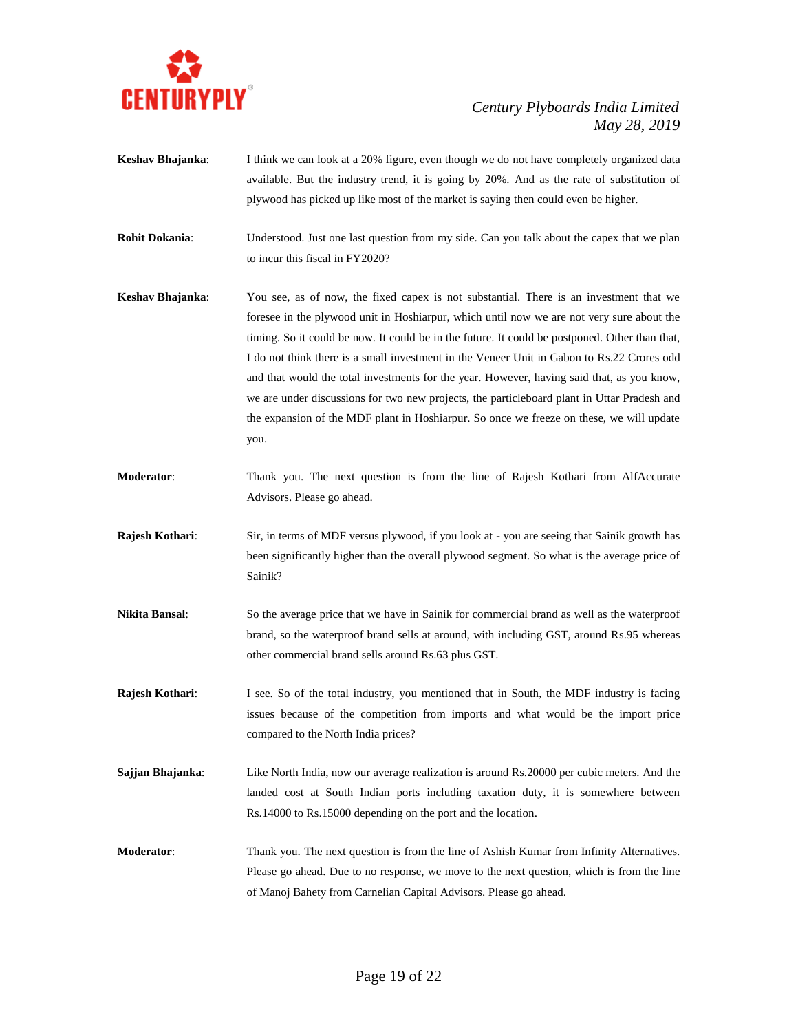**Keshav Bhajanka**: I think we can look at a 20% figure, even though we do not have completely organized data available. But the industry trend, it is going by 20%. And as the rate of substitution of plywood has picked up like most of the market is saying then could even be higher.

**Rohit Dokania**: Understood. Just one last question from my side. Can you talk about the capex that we plan to incur this fiscal in FY2020?

**Keshav Bhajanka**: You see, as of now, the fixed capex is not substantial. There is an investment that we foresee in the plywood unit in Hoshiarpur, which until now we are not very sure about the timing. So it could be now. It could be in the future. It could be postponed. Other than that, I do not think there is a small investment in the Veneer Unit in Gabon to Rs.22 Crores odd and that would the total investments for the year. However, having said that, as you know, we are under discussions for two new projects, the particleboard plant in Uttar Pradesh and the expansion of the MDF plant in Hoshiarpur. So once we freeze on these, we will update you.

**Moderator**: Thank you. The next question is from the line of Rajesh Kothari from AlfAccurate Advisors. Please go ahead.

**Rajesh Kothari**: Sir, in terms of MDF versus plywood, if you look at - you are seeing that Sainik growth has been significantly higher than the overall plywood segment. So what is the average price of Sainik?

**Nikita Bansal**: So the average price that we have in Sainik for commercial brand as well as the waterproof brand, so the waterproof brand sells at around, with including GST, around Rs.95 whereas other commercial brand sells around Rs.63 plus GST.

**Rajesh Kothari**: I see. So of the total industry, you mentioned that in South, the MDF industry is facing issues because of the competition from imports and what would be the import price compared to the North India prices?

**Sajjan Bhajanka**: Like North India, now our average realization is around Rs.20000 per cubic meters. And the landed cost at South Indian ports including taxation duty, it is somewhere between Rs.14000 to Rs.15000 depending on the port and the location.

**Moderator**: Thank you. The next question is from the line of Ashish Kumar from Infinity Alternatives. Please go ahead. Due to no response, we move to the next question, which is from the line of Manoj Bahety from Carnelian Capital Advisors. Please go ahead.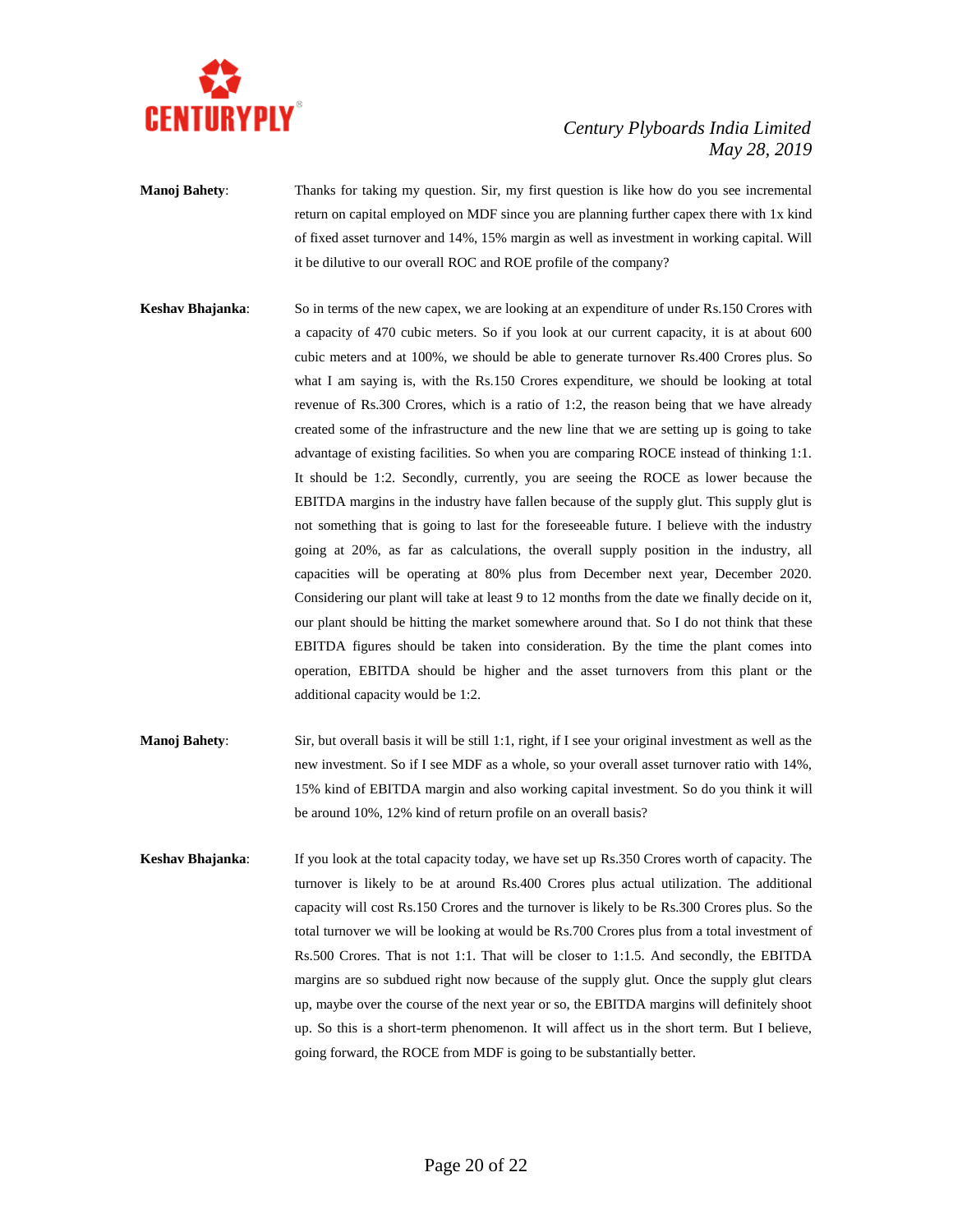**Manoj Bahety**: Thanks for taking my question. Sir, my first question is like how do you see incremental return on capital employed on MDF since you are planning further capex there with 1x kind of fixed asset turnover and 14%, 15% margin as well as investment in working capital. Will it be dilutive to our overall ROC and ROE profile of the company?

**Keshav Bhajanka**: So in terms of the new capex, we are looking at an expenditure of under Rs.150 Crores with a capacity of 470 cubic meters. So if you look at our current capacity, it is at about 600 cubic meters and at 100%, we should be able to generate turnover Rs.400 Crores plus. So what I am saying is, with the Rs.150 Crores expenditure, we should be looking at total revenue of Rs.300 Crores, which is a ratio of 1:2, the reason being that we have already created some of the infrastructure and the new line that we are setting up is going to take advantage of existing facilities. So when you are comparing ROCE instead of thinking 1:1. It should be 1:2. Secondly, currently, you are seeing the ROCE as lower because the EBITDA margins in the industry have fallen because of the supply glut. This supply glut is not something that is going to last for the foreseeable future. I believe with the industry going at 20%, as far as calculations, the overall supply position in the industry, all capacities will be operating at 80% plus from December next year, December 2020. Considering our plant will take at least 9 to 12 months from the date we finally decide on it, our plant should be hitting the market somewhere around that. So I do not think that these EBITDA figures should be taken into consideration. By the time the plant comes into operation, EBITDA should be higher and the asset turnovers from this plant or the additional capacity would be 1:2.

**Manoj Bahety**: Sir, but overall basis it will be still 1:1, right, if I see your original investment as well as the new investment. So if I see MDF as a whole, so your overall asset turnover ratio with 14%, 15% kind of EBITDA margin and also working capital investment. So do you think it will be around 10%, 12% kind of return profile on an overall basis?

**Keshav Bhajanka**: If you look at the total capacity today, we have set up Rs.350 Crores worth of capacity. The turnover is likely to be at around Rs.400 Crores plus actual utilization. The additional capacity will cost Rs.150 Crores and the turnover is likely to be Rs.300 Crores plus. So the total turnover we will be looking at would be Rs.700 Crores plus from a total investment of Rs.500 Crores. That is not 1:1. That will be closer to 1:1.5. And secondly, the EBITDA margins are so subdued right now because of the supply glut. Once the supply glut clears up, maybe over the course of the next year or so, the EBITDA margins will definitely shoot up. So this is a short-term phenomenon. It will affect us in the short term. But I believe, going forward, the ROCE from MDF is going to be substantially better.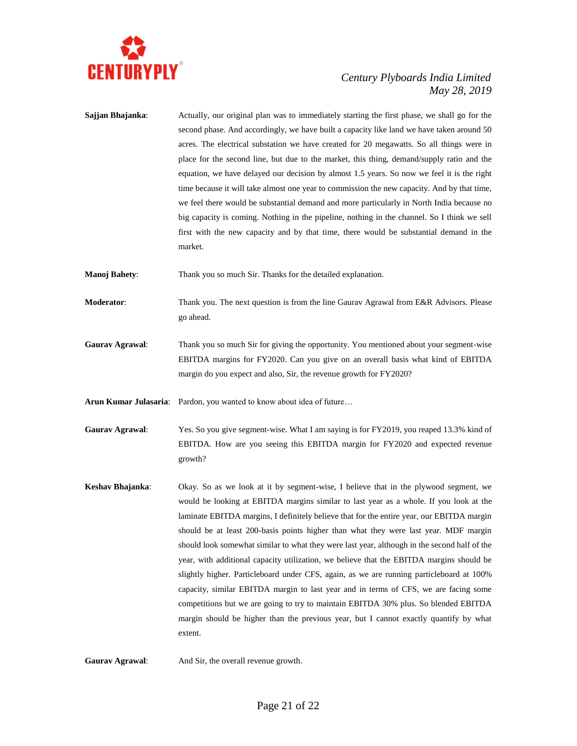**Sajjan Bhajanka**: Actually, our original plan was to immediately starting the first phase, we shall go for the second phase. And accordingly, we have built a capacity like land we have taken around 50 acres. The electrical substation we have created for 20 megawatts. So all things were in place for the second line, but due to the market, this thing, demand/supply ratio and the equation, we have delayed our decision by almost 1.5 years. So now we feel it is the right time because it will take almost one year to commission the new capacity. And by that time, we feel there would be substantial demand and more particularly in North India because no big capacity is coming. Nothing in the pipeline, nothing in the channel. So I think we sell first with the new capacity and by that time, there would be substantial demand in the market.

**Manoj Bahety**: Thank you so much Sir. Thanks for the detailed explanation.

**Moderator**: Thank you. The next question is from the line Gaurav Agrawal from E&R Advisors. Please go ahead.

**Gaurav Agrawal**: Thank you so much Sir for giving the opportunity. You mentioned about your segment-wise EBITDA margins for FY2020. Can you give on an overall basis what kind of EBITDA margin do you expect and also, Sir, the revenue growth for FY2020?

**Arun Kumar Julasaria**: Pardon, you wanted to know about idea of future…

**Gaurav Agrawal**: Yes. So you give segment-wise. What I am saying is for FY2019, you reaped 13.3% kind of EBITDA. How are you seeing this EBITDA margin for FY2020 and expected revenue growth?

**Keshav Bhajanka**: Okay. So as we look at it by segment-wise, I believe that in the plywood segment, we would be looking at EBITDA margins similar to last year as a whole. If you look at the laminate EBITDA margins, I definitely believe that for the entire year, our EBITDA margin should be at least 200-basis points higher than what they were last year. MDF margin should look somewhat similar to what they were last year, although in the second half of the year, with additional capacity utilization, we believe that the EBITDA margins should be slightly higher. Particleboard under CFS, again, as we are running particleboard at 100% capacity, similar EBITDA margin to last year and in terms of CFS, we are facing some competitions but we are going to try to maintain EBITDA 30% plus. So blended EBITDA margin should be higher than the previous year, but I cannot exactly quantify by what extent.

**Gaurav Agrawal**: And Sir, the overall revenue growth.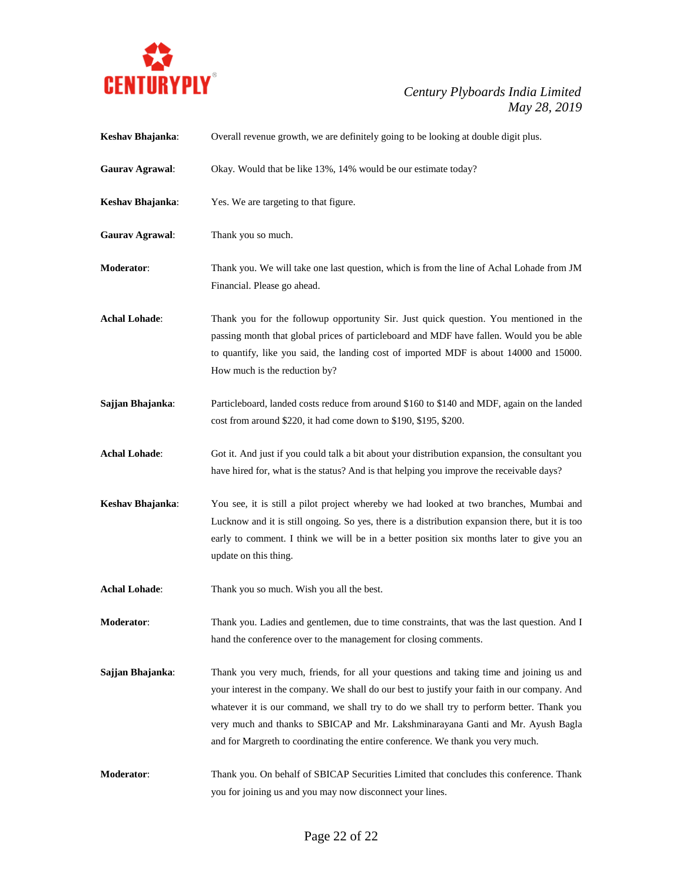**Keshav Bhajanka**: Overall revenue growth, we are definitely going to be looking at double digit plus.

**Gaurav Agrawal**: Okay. Would that be like 13%, 14% would be our estimate today?

**Keshav Bhajanka**: Yes. We are targeting to that figure.

**Gaurav Agrawal**: Thank you so much.

**Moderator**: Thank you. We will take one last question, which is from the line of Achal Lohade from JM Financial. Please go ahead.

**Achal Lohade**: Thank you for the followup opportunity Sir. Just quick question. You mentioned in the passing month that global prices of particleboard and MDF have fallen. Would you be able to quantify, like you said, the landing cost of imported MDF is about 14000 and 15000. How much is the reduction by?

**Sajjan Bhajanka**: Particleboard, landed costs reduce from around $160 to $140 and MDF, again on the landed cost from around $220, it had come down to $190, $195, $200.

**Achal Lohade**: Got it. And just if you could talk a bit about your distribution expansion, the consultant you have hired for, what is the status? And is that helping you improve the receivable days?

**Keshav Bhajanka**: You see, it is still a pilot project whereby we had looked at two branches, Mumbai and Lucknow and it is still ongoing. So yes, there is a distribution expansion there, but it is too early to comment. I think we will be in a better position six months later to give you an update on this thing.

**Achal Lohade**: Thank you so much. Wish you all the best.

**Moderator**: Thank you. Ladies and gentlemen, due to time constraints, that was the last question. And I hand the conference over to the management for closing comments.

**Sajjan Bhajanka**: Thank you very much, friends, for all your questions and taking time and joining us and your interest in the company. We shall do our best to justify your faith in our company. And whatever it is our command, we shall try to do we shall try to perform better. Thank you very much and thanks to SBICAP and Mr. Lakshminarayana Ganti and Mr. Ayush Bagla and for Margreth to coordinating the entire conference. We thank you very much.

**Moderator**: Thank you. On behalf of SBICAP Securities Limited that concludes this conference. Thank you for joining us and you may now disconnect your lines.